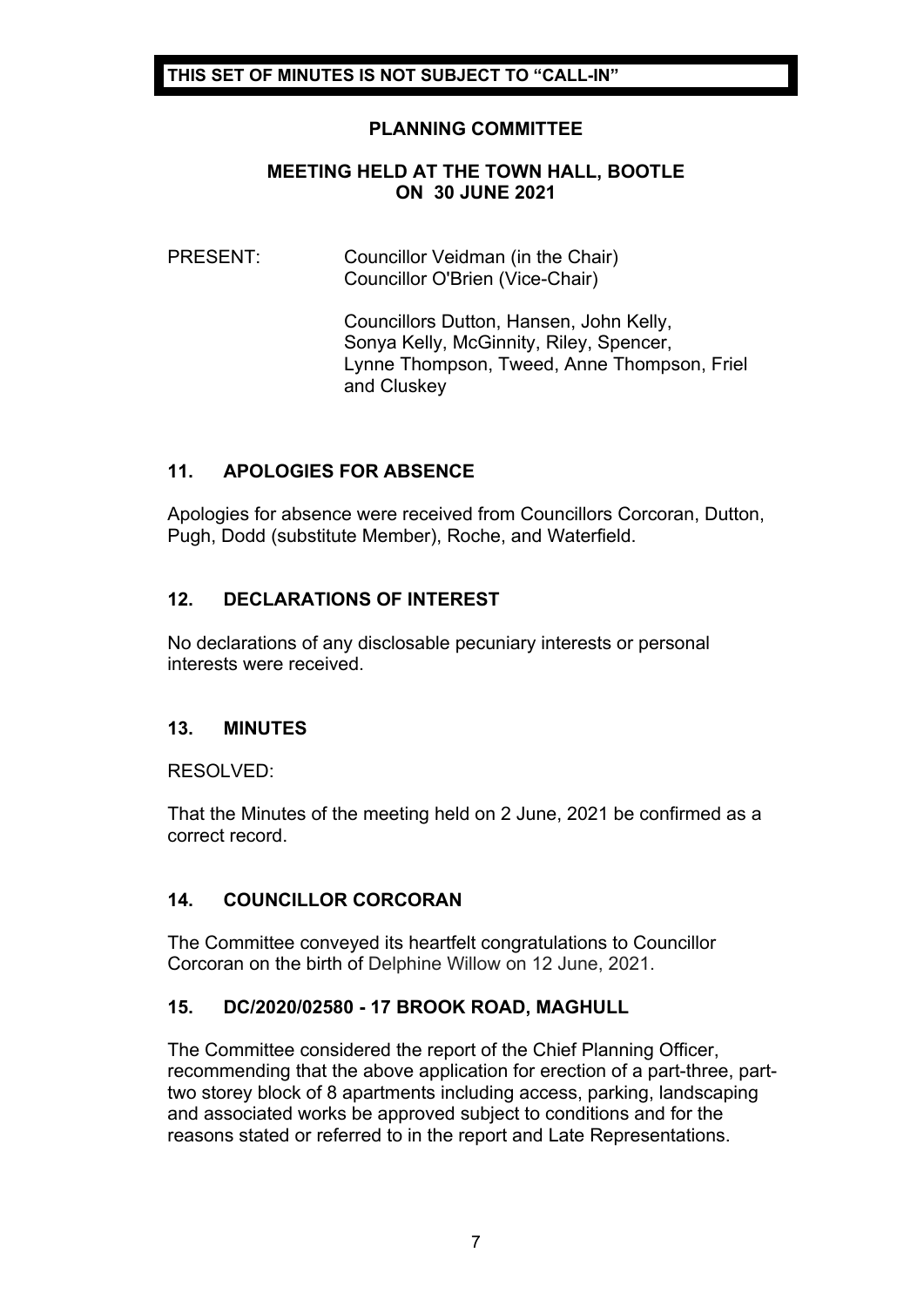**THIS SET OF MINUTES IS NOT SUBJECT TO "CALL-IN"**

# PLANNING COMMITTEE

## MEETING HELD AT THE TOWN HALL, BOOTLE ON 30 JUNE 2021

PRESENT: Councillor Veidman (in the Chair)
Councillor O'Brien (Vice-Chair)

Councillors Dutton, Hansen, John Kelly, Sonya Kelly, McGinnity, Riley, Spencer, Lynne Thompson, Tweed, Anne Thompson, Friel and Cluskey

### 11. APOLOGIES FOR ABSENCE

Apologies for absence were received from Councillors Corcoran, Dutton, Pugh, Dodd (substitute Member), Roche, and Waterfield.

### 12. DECLARATIONS OF INTEREST

No declarations of any disclosable pecuniary interests or personal interests were received.

### 13. MINUTES

RESOLVED:

That the Minutes of the meeting held on 2 June, 2021 be confirmed as a correct record.

### 14. COUNCILLOR CORCORAN

The Committee conveyed its heartfelt congratulations to Councillor Corcoran on the birth of Delphine Willow on 12 June, 2021.

### 15. DC/2020/02580 - 17 BROOK ROAD, MAGHULL

The Committee considered the report of the Chief Planning Officer, recommending that the above application for erection of a part-three, part-two storey block of 8 apartments including access, parking, landscaping and associated works be approved subject to conditions and for the reasons stated or referred to in the report and Late Representations.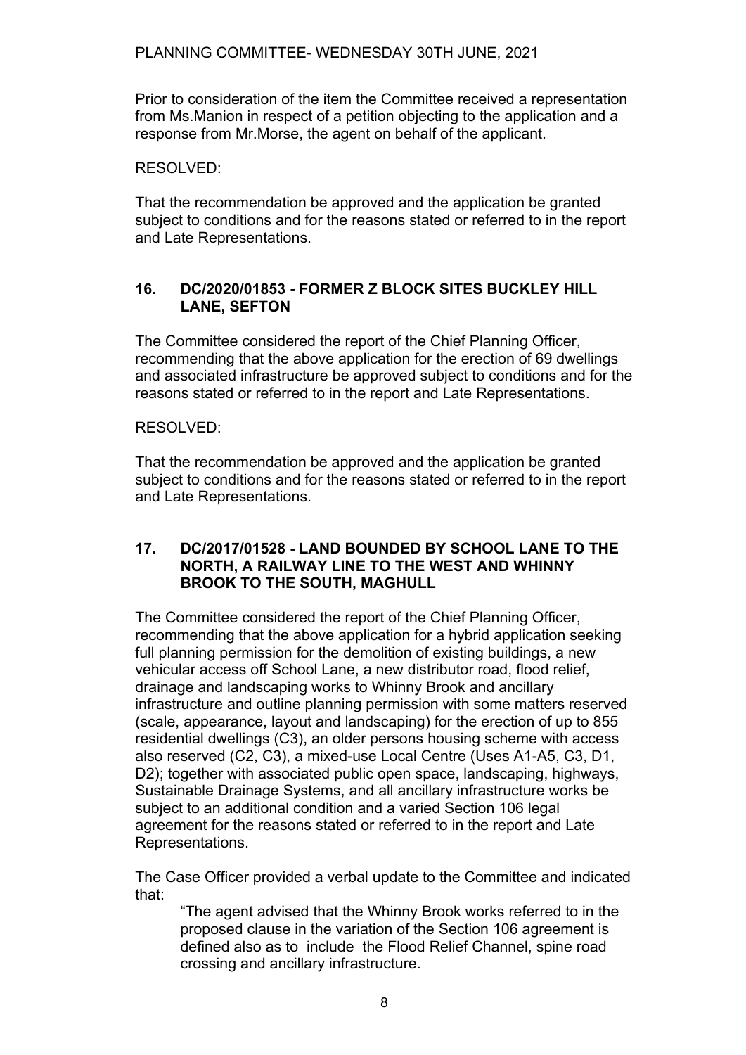Prior to consideration of the item the Committee received a representation from Ms.Manion in respect of a petition objecting to the application and a response from Mr.Morse, the agent on behalf of the applicant.

RESOLVED:

That the recommendation be approved and the application be granted subject to conditions and for the reasons stated or referred to in the report and Late Representations.

## 16. DC/2020/01853 - FORMER Z BLOCK SITES BUCKLEY HILL LANE, SEFTON

The Committee considered the report of the Chief Planning Officer, recommending that the above application for the erection of 69 dwellings and associated infrastructure be approved subject to conditions and for the reasons stated or referred to in the report and Late Representations.

RESOLVED:

That the recommendation be approved and the application be granted subject to conditions and for the reasons stated or referred to in the report and Late Representations.

## 17. DC/2017/01528 - LAND BOUNDED BY SCHOOL LANE TO THE NORTH, A RAILWAY LINE TO THE WEST AND WHINNY BROOK TO THE SOUTH, MAGHULL

The Committee considered the report of the Chief Planning Officer, recommending that the above application for a hybrid application seeking full planning permission for the demolition of existing buildings, a new vehicular access off School Lane, a new distributor road, flood relief, drainage and landscaping works to Whinny Brook and ancillary infrastructure and outline planning permission with some matters reserved (scale, appearance, layout and landscaping) for the erection of up to 855 residential dwellings (C3), an older persons housing scheme with access also reserved (C2, C3), a mixed-use Local Centre (Uses A1-A5, C3, D1, D2); together with associated public open space, landscaping, highways, Sustainable Drainage Systems, and all ancillary infrastructure works be subject to an additional condition and a varied Section 106 legal agreement for the reasons stated or referred to in the report and Late Representations.

The Case Officer provided a verbal update to the Committee and indicated that:

> "The agent advised that the Whinny Brook works referred to in the proposed clause in the variation of the Section 106 agreement is defined also as to include the Flood Relief Channel, spine road crossing and ancillary infrastructure.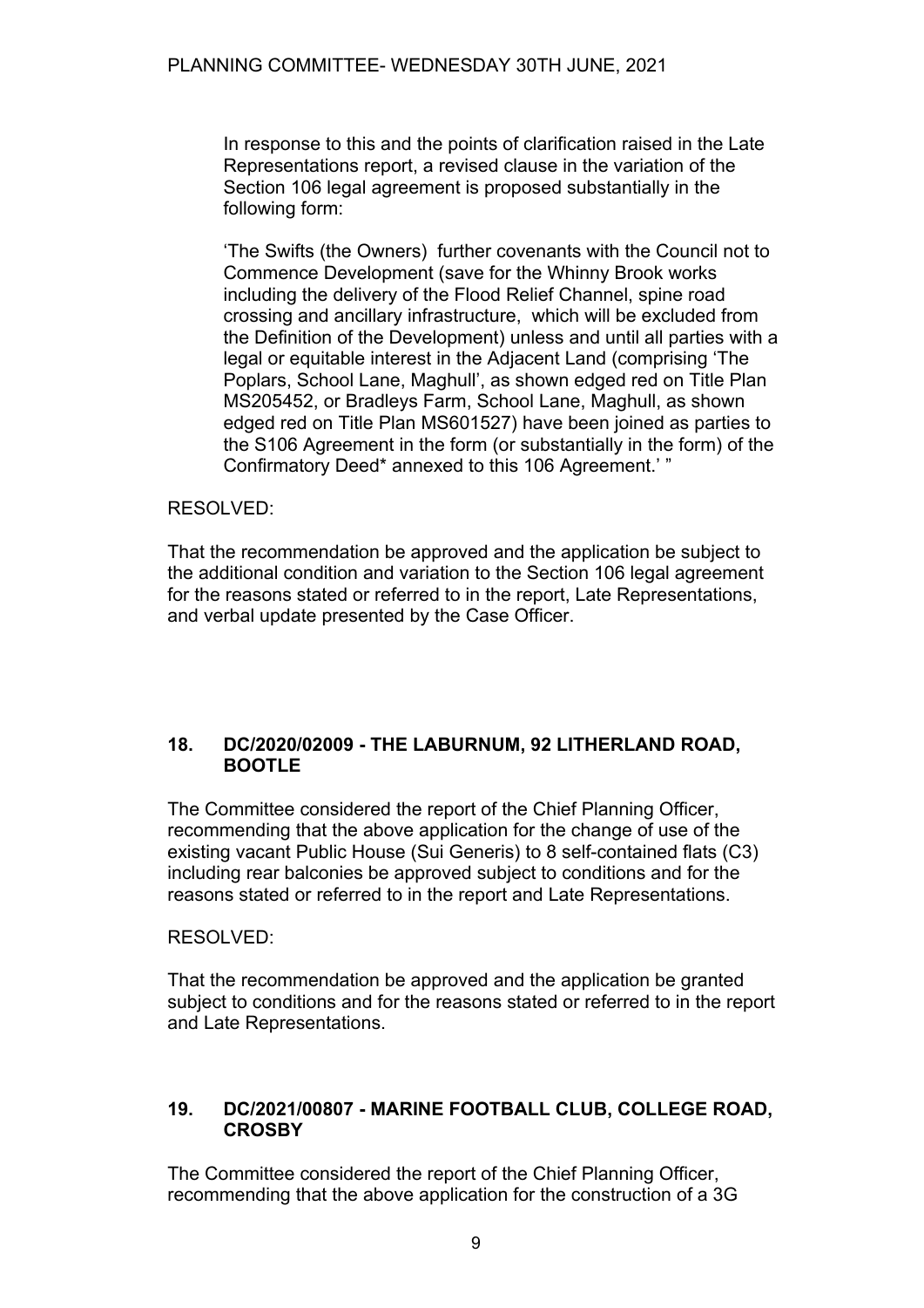In response to this and the points of clarification raised in the Late Representations report, a revised clause in the variation of the Section 106 legal agreement is proposed substantially in the following form:

'The Swifts (the Owners) further covenants with the Council not to Commence Development (save for the Whinny Brook works including the delivery of the Flood Relief Channel, spine road crossing and ancillary infrastructure, which will be excluded from the Definition of the Development) unless and until all parties with a legal or equitable interest in the Adjacent Land (comprising 'The Poplars, School Lane, Maghull', as shown edged red on Title Plan MS205452, or Bradleys Farm, School Lane, Maghull, as shown edged red on Title Plan MS601527) have been joined as parties to the S106 Agreement in the form (or substantially in the form) of the Confirmatory Deed* annexed to this 106 Agreement.' "

RESOLVED:

That the recommendation be approved and the application be subject to the additional condition and variation to the Section 106 legal agreement for the reasons stated or referred to in the report, Late Representations, and verbal update presented by the Case Officer.

## 18. DC/2020/02009 - THE LABURNUM, 92 LITHERLAND ROAD, BOOTLE

The Committee considered the report of the Chief Planning Officer, recommending that the above application for the change of use of the existing vacant Public House (Sui Generis) to 8 self-contained flats (C3) including rear balconies be approved subject to conditions and for the reasons stated or referred to in the report and Late Representations.

RESOLVED:

That the recommendation be approved and the application be granted subject to conditions and for the reasons stated or referred to in the report and Late Representations.

## 19. DC/2021/00807 - MARINE FOOTBALL CLUB, COLLEGE ROAD, CROSBY

The Committee considered the report of the Chief Planning Officer, recommending that the above application for the construction of a 3G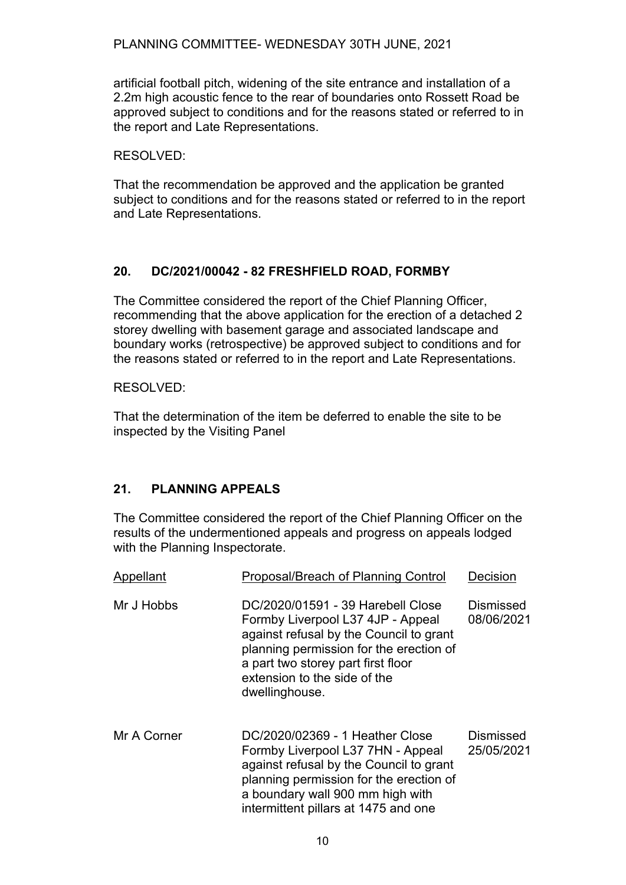artificial football pitch, widening of the site entrance and installation of a 2.2m high acoustic fence to the rear of boundaries onto Rossett Road be approved subject to conditions and for the reasons stated or referred to in the report and Late Representations.

RESOLVED:

That the recommendation be approved and the application be granted subject to conditions and for the reasons stated or referred to in the report and Late Representations.

## 20. DC/2021/00042 - 82 FRESHFIELD ROAD, FORMBY

The Committee considered the report of the Chief Planning Officer, recommending that the above application for the erection of a detached 2 storey dwelling with basement garage and associated landscape and boundary works (retrospective) be approved subject to conditions and for the reasons stated or referred to in the report and Late Representations.

RESOLVED:

That the determination of the item be deferred to enable the site to be inspected by the Visiting Panel

## 21. PLANNING APPEALS

The Committee considered the report of the Chief Planning Officer on the results of the undermentioned appeals and progress on appeals lodged with the Planning Inspectorate.

| Appellant | Proposal/Breach of Planning Control | Decision |
|---|---|---|
| Mr J Hobbs | DC/2020/01591 - 39 Harebell Close Formby Liverpool L37 4JP - Appeal against refusal by the Council to grant planning permission for the erection of a part two storey part first floor extension to the side of the dwellinghouse. | Dismissed 08/06/2021 |
| Mr A Corner | DC/2020/02369 - 1 Heather Close Formby Liverpool L37 7HN - Appeal against refusal by the Council to grant planning permission for the erection of a boundary wall 900 mm high with intermittent pillars at 1475 and one | Dismissed 25/05/2021 |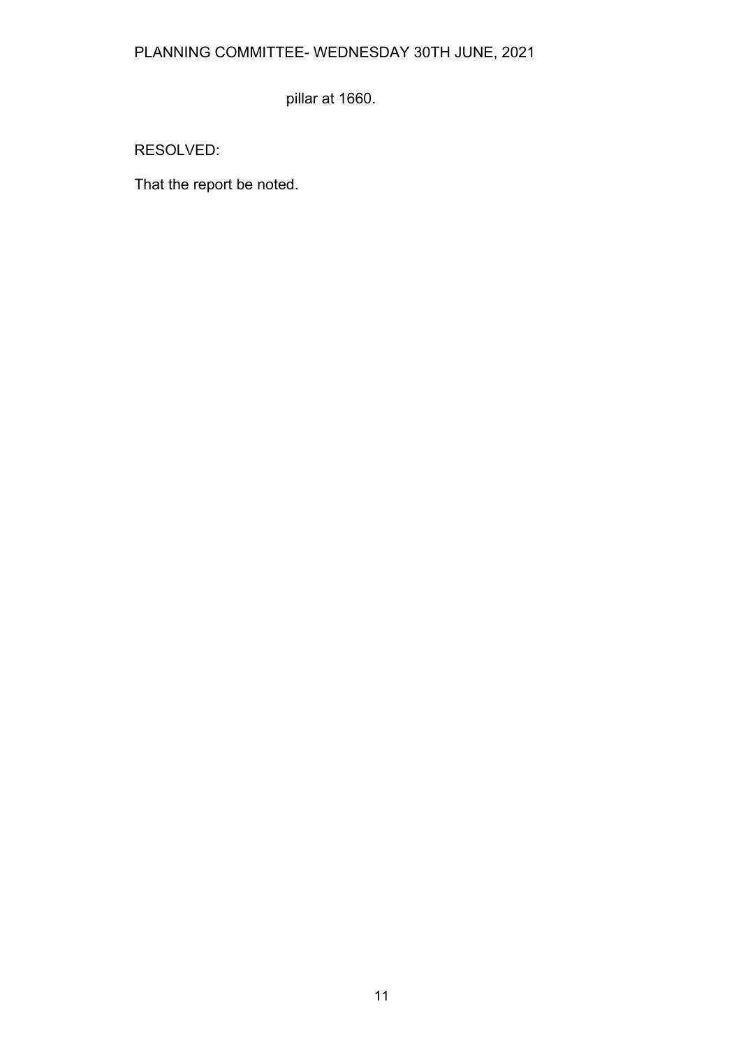pillar at 1660.

RESOLVED:

That the report be noted.